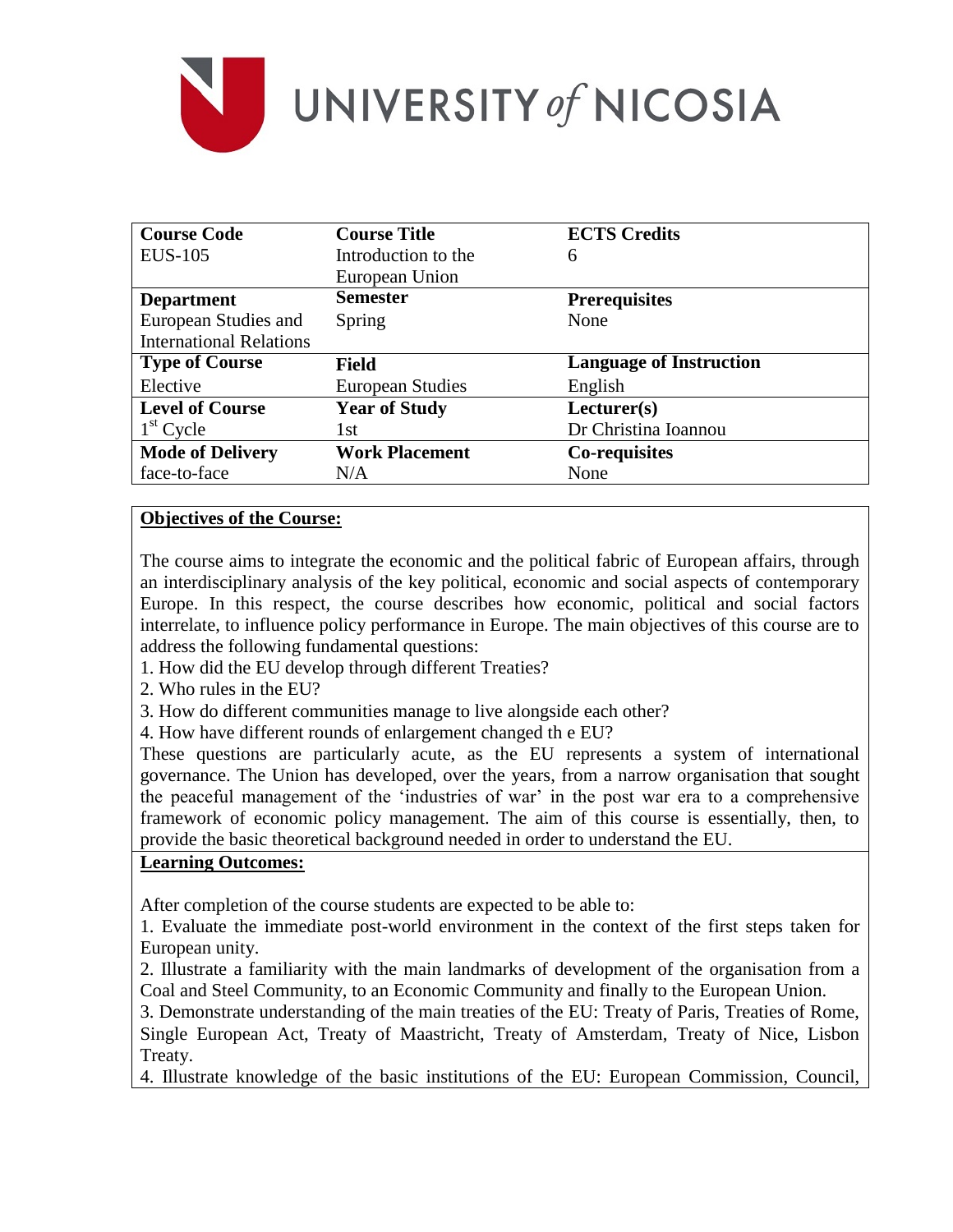# UNIVERSITY of NICOSIA

| Course Code | Course Title | ECTS Credits |
|---|---|---|
| EUS-105 | Introduction to the European Union | 6 |
| **Department** | **Semester** | **Prerequisites** |
| European Studies and International Relations | Spring | None |
| **Type of Course** | **Field** | **Language of Instruction** |
| Elective | European Studies | English |
| **Level of Course** | **Year of Study** | **Lecturer(s)** |
| 1st Cycle | 1st | Dr Christina Ioannou |
| **Mode of Delivery** | **Work Placement** | **Co-requisites** |
| face-to-face | N/A | None |

**Objectives of the Course:**

The course aims to integrate the economic and the political fabric of European affairs, through an interdisciplinary analysis of the key political, economic and social aspects of contemporary Europe. In this respect, the course describes how economic, political and social factors interrelate, to influence policy performance in Europe. The main objectives of this course are to address the following fundamental questions:

1. How did the EU develop through different Treaties?
2. Who rules in the EU?
3. How do different communities manage to live alongside each other?
4. How have different rounds of enlargement changed th e EU?

These questions are particularly acute, as the EU represents a system of international governance. The Union has developed, over the years, from a narrow organisation that sought the peaceful management of the 'industries of war' in the post war era to a comprehensive framework of economic policy management. The aim of this course is essentially, then, to provide the basic theoretical background needed in order to understand the EU.

**Learning Outcomes:**

After completion of the course students are expected to be able to:

1. Evaluate the immediate post-world environment in the context of the first steps taken for European unity.
2. Illustrate a familiarity with the main landmarks of development of the organisation from a Coal and Steel Community, to an Economic Community and finally to the European Union.
3. Demonstrate understanding of the main treaties of the EU: Treaty of Paris, Treaties of Rome, Single European Act, Treaty of Maastricht, Treaty of Amsterdam, Treaty of Nice, Lisbon Treaty.
4. Illustrate knowledge of the basic institutions of the EU: European Commission, Council,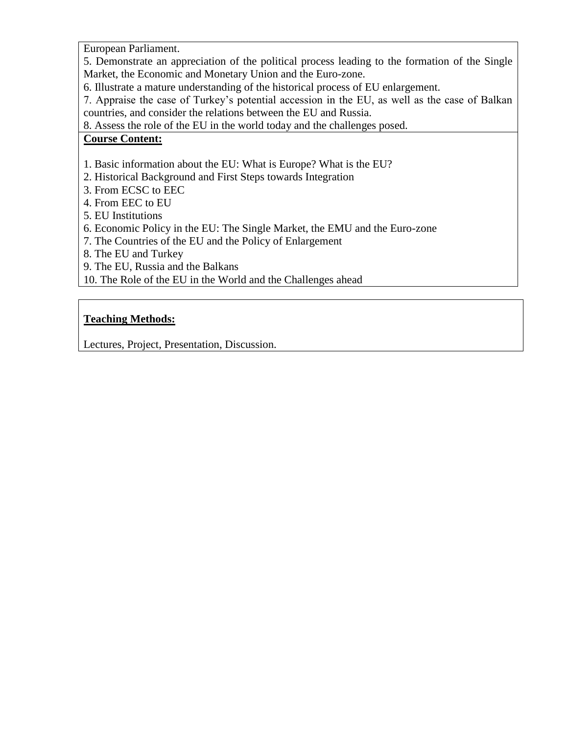European Parliament.

5. Demonstrate an appreciation of the political process leading to the formation of the Single Market, the Economic and Monetary Union and the Euro-zone.

6. Illustrate a mature understanding of the historical process of EU enlargement.

7. Appraise the case of Turkey's potential accession in the EU, as well as the case of Balkan countries, and consider the relations between the EU and Russia.

8. Assess the role of the EU in the world today and the challenges posed.

**Course Content:**

1. Basic information about the EU: What is Europe? What is the EU?
2. Historical Background and First Steps towards Integration
3. From ECSC to EEC
4. From EEC to EU
5. EU Institutions
6. Economic Policy in the EU: The Single Market, the EMU and the Euro-zone
7. The Countries of the EU and the Policy of Enlargement
8. The EU and Turkey
9. The EU, Russia and the Balkans
10. The Role of the EU in the World and the Challenges ahead

**Teaching Methods:**

Lectures, Project, Presentation, Discussion.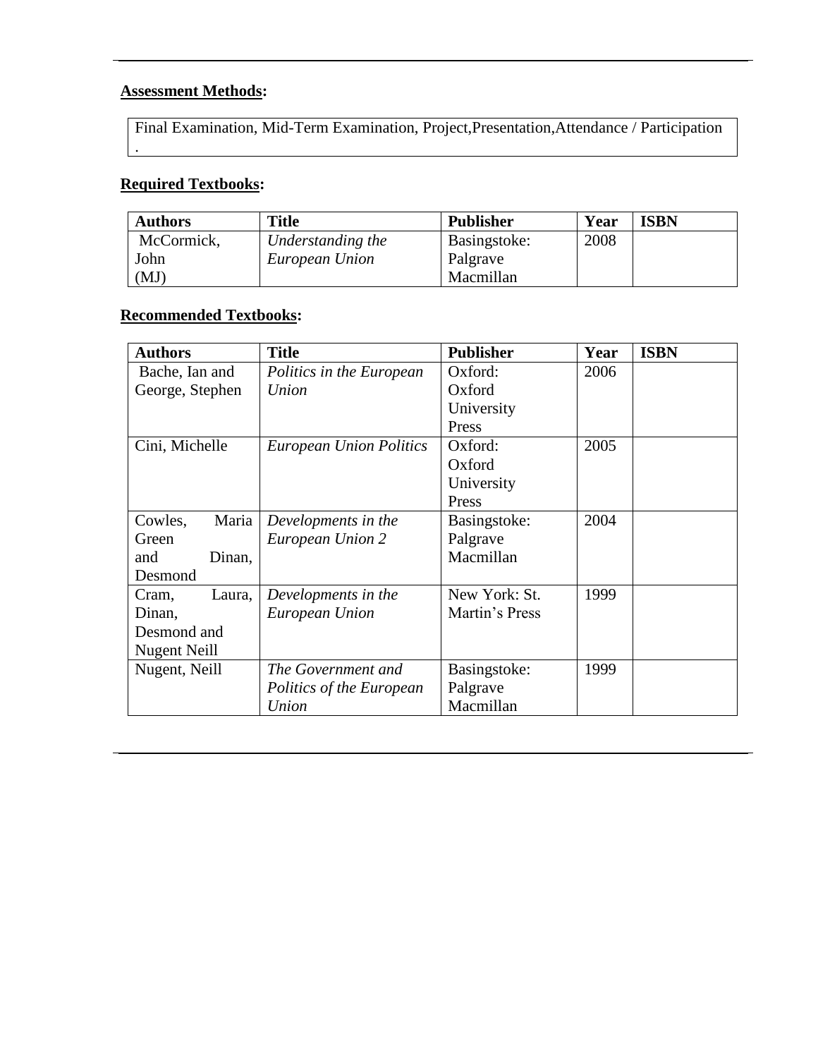**Assessment Methods:**

Final Examination, Mid-Term Examination, Project,Presentation,Attendance / Participation .

**Required Textbooks:**

| Authors | Title | Publisher | Year | ISBN |
|---|---|---|---|---|
| McCormick, John (MJ) | *Understanding the European Union* | Basingstoke: Palgrave Macmillan | 2008 | |

**Recommended Textbooks:**

| Authors | Title | Publisher | Year | ISBN |
|---|---|---|---|---|
| Bache, Ian and George, Stephen | *Politics in the European Union* | Oxford: Oxford University Press | 2006 | |
| Cini, Michelle | *European Union Politics* | Oxford: Oxford University Press | 2005 | |
| Cowles, Maria Green and Dinan, Desmond | *Developments in the European Union 2* | Basingstoke: Palgrave Macmillan | 2004 | |
| Cram, Laura, Dinan, Desmond and Nugent Neill | *Developments in the European Union* | New York: St. Martin's Press | 1999 | |
| Nugent, Neill | *The Government and Politics of the European Union* | Basingstoke: Palgrave Macmillan | 1999 | |